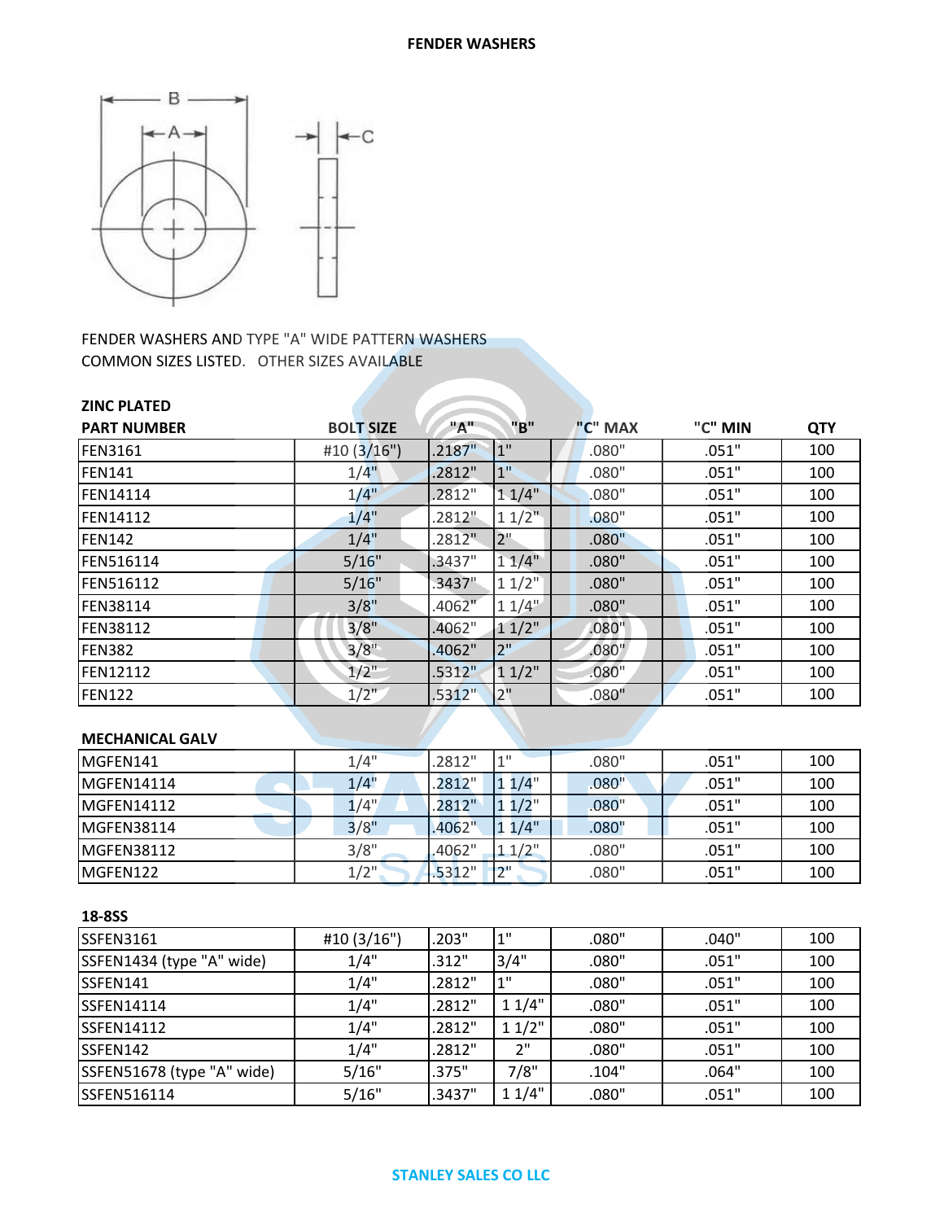# FENDER WASHERS

FENDER WASHERS AND TYPE "A" WIDE PATTERN WASHERS
COMMON SIZES LISTED. OTHER SIZES AVAILABLE

**ZINC PLATED**

| PART NUMBER | BOLT SIZE | "A" | "B" | "C" MAX | "C" MIN | QTY |
|---|---|---|---|---|---|---|
| FEN3161 | #10 (3/16") | .2187" | 1" | .080" | .051" | 100 |
| FEN141 | 1/4" | .2812" | 1" | .080" | .051" | 100 |
| FEN14114 | 1/4" | .2812" | 1 1/4" | .080" | .051" | 100 |
| FEN14112 | 1/4" | .2812" | 1 1/2" | .080" | .051" | 100 |
| FEN142 | 1/4" | .2812" | 2" | .080" | .051" | 100 |
| FEN516114 | 5/16" | .3437" | 1 1/4" | .080" | .051" | 100 |
| FEN516112 | 5/16" | .3437" | 1 1/2" | .080" | .051" | 100 |
| FEN38114 | 3/8" | .4062" | 1 1/4" | .080" | .051" | 100 |
| FEN38112 | 3/8" | .4062" | 1 1/2" | .080" | .051" | 100 |
| FEN382 | 3/8" | .4062" | 2" | .080" | .051" | 100 |
| FEN12112 | 1/2" | .5312" | 1 1/2" | .080" | .051" | 100 |
| FEN122 | 1/2" | .5312" | 2" | .080" | .051" | 100 |

**MECHANICAL GALV**

| PART NUMBER | BOLT SIZE | "A" | "B" | "C" MAX | "C" MIN | QTY |
|---|---|---|---|---|---|---|
| MGFEN141 | 1/4" | .2812" | 1" | .080" | .051" | 100 |
| MGFEN14114 | 1/4" | .2812" | 1 1/4" | .080" | .051" | 100 |
| MGFEN14112 | 1/4" | .2812" | 1 1/2" | .080" | .051" | 100 |
| MGFEN38114 | 3/8" | .4062" | 1 1/4" | .080" | .051" | 100 |
| MGFEN38112 | 3/8" | .4062" | 1 1/2" | .080" | .051" | 100 |
| MGFEN122 | 1/2" | .5312" | 2" | .080" | .051" | 100 |

**18-8SS**

| PART NUMBER | BOLT SIZE | "A" | "B" | "C" MAX | "C" MIN | QTY |
|---|---|---|---|---|---|---|
| SSFEN3161 | #10 (3/16") | .203" | 1" | .080" | .040" | 100 |
| SSFEN1434 (type "A" wide) | 1/4" | .312" | 3/4" | .080" | .051" | 100 |
| SSFEN141 | 1/4" | .2812" | 1" | .080" | .051" | 100 |
| SSFEN14114 | 1/4" | .2812" | 1 1/4" | .080" | .051" | 100 |
| SSFEN14112 | 1/4" | .2812" | 1 1/2" | .080" | .051" | 100 |
| SSFEN142 | 1/4" | .2812" | 2" | .080" | .051" | 100 |
| SSFEN51678 (type "A" wide) | 5/16" | .375" | 7/8" | .104" | .064" | 100 |
| SSFEN516114 | 5/16" | .3437" | 1 1/4" | .080" | .051" | 100 |

STANLEY SALES CO LLC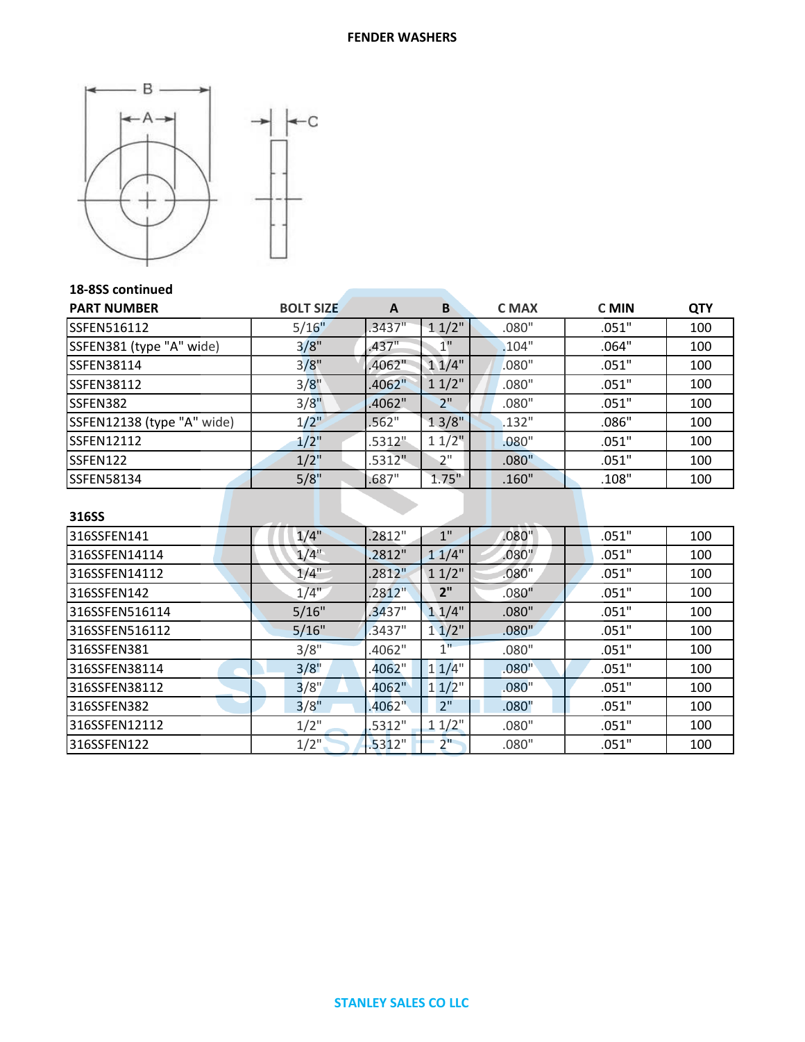**FENDER WASHERS**

B

A

C

**18-8SS continued**

| PART NUMBER | BOLT SIZE | A | B | C MAX | C MIN | QTY |
|---|---|---|---|---|---|---|
| SSFEN516112 | 5/16" | .3437" | 1 1/2" | .080" | .051" | 100 |
| SSFEN381 (type "A" wide) | 3/8" | .437" | 1" | .104" | .064" | 100 |
| SSFEN38114 | 3/8" | .4062" | 1 1/4" | .080" | .051" | 100 |
| SSFEN38112 | 3/8" | .4062" | 1 1/2" | .080" | .051" | 100 |
| SSFEN382 | 3/8" | .4062" | 2" | .080" | .051" | 100 |
| SSFEN12138 (type "A" wide) | 1/2" | .562" | 1 3/8" | .132" | .086" | 100 |
| SSFEN12112 | 1/2" | .5312" | 1 1/2" | .080" | .051" | 100 |
| SSFEN122 | 1/2" | .5312" | 2" | .080" | .051" | 100 |
| SSFEN58134 | 5/8" | .687" | 1.75" | .160" | .108" | 100 |

**316SS**

| | | | | | | |
|---|---|---|---|---|---|---|
| 316SSFEN141 | 1/4" | .2812" | 1" | .080" | .051" | 100 |
| 316SSFEN14114 | 1/4" | .2812" | 1 1/4" | .080" | .051" | 100 |
| 316SSFEN14112 | 1/4" | .2812" | 1 1/2" | .080" | .051" | 100 |
| 316SSFEN142 | 1/4" | .2812" | **2"** | .080" | .051" | 100 |
| 316SSFEN516114 | 5/16" | .3437" | 1 1/4" | .080" | .051" | 100 |
| 316SSFEN516112 | 5/16" | .3437" | 1 1/2" | .080" | .051" | 100 |
| 316SSFEN381 | 3/8" | .4062" | 1" | .080" | .051" | 100 |
| 316SSFEN38114 | 3/8" | .4062" | 1 1/4" | .080" | .051" | 100 |
| 316SSFEN38112 | 3/8" | .4062" | 1 1/2" | .080" | .051" | 100 |
| 316SSFEN382 | 3/8" | .4062" | 2" | .080" | .051" | 100 |
| 316SSFEN12112 | 1/2" | .5312" | 1 1/2" | .080" | .051" | 100 |
| 316SSFEN122 | 1/2" | .5312" | 2" | .080" | .051" | 100 |

**STANLEY SALES CO LLC**